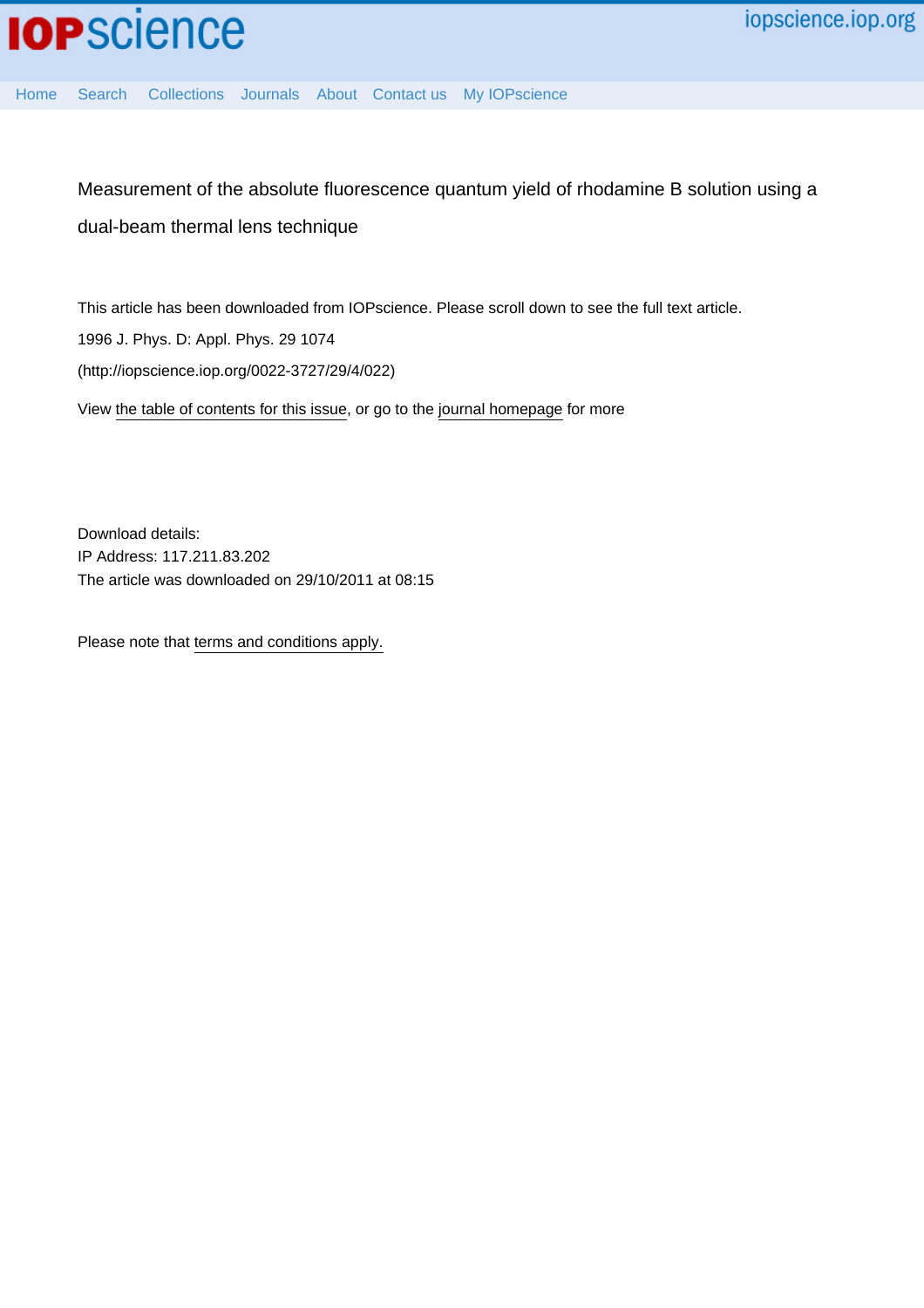# Measurement of the absolute fluorescence quantum yield of rhodamine B solution using a dual-beam thermal lens technique

This article has been downloaded from IOPscience. Please scroll down to see the full text article.

1996 J. Phys. D: Appl. Phys. 29 1074

(http://iopscience.iop.org/0022-3727/29/4/022)

View the table of contents for this issue, or go to the journal homepage for more

Download details:
IP Address: 117.211.83.202
The article was downloaded on 29/10/2011 at 08:15

Please note that terms and conditions apply.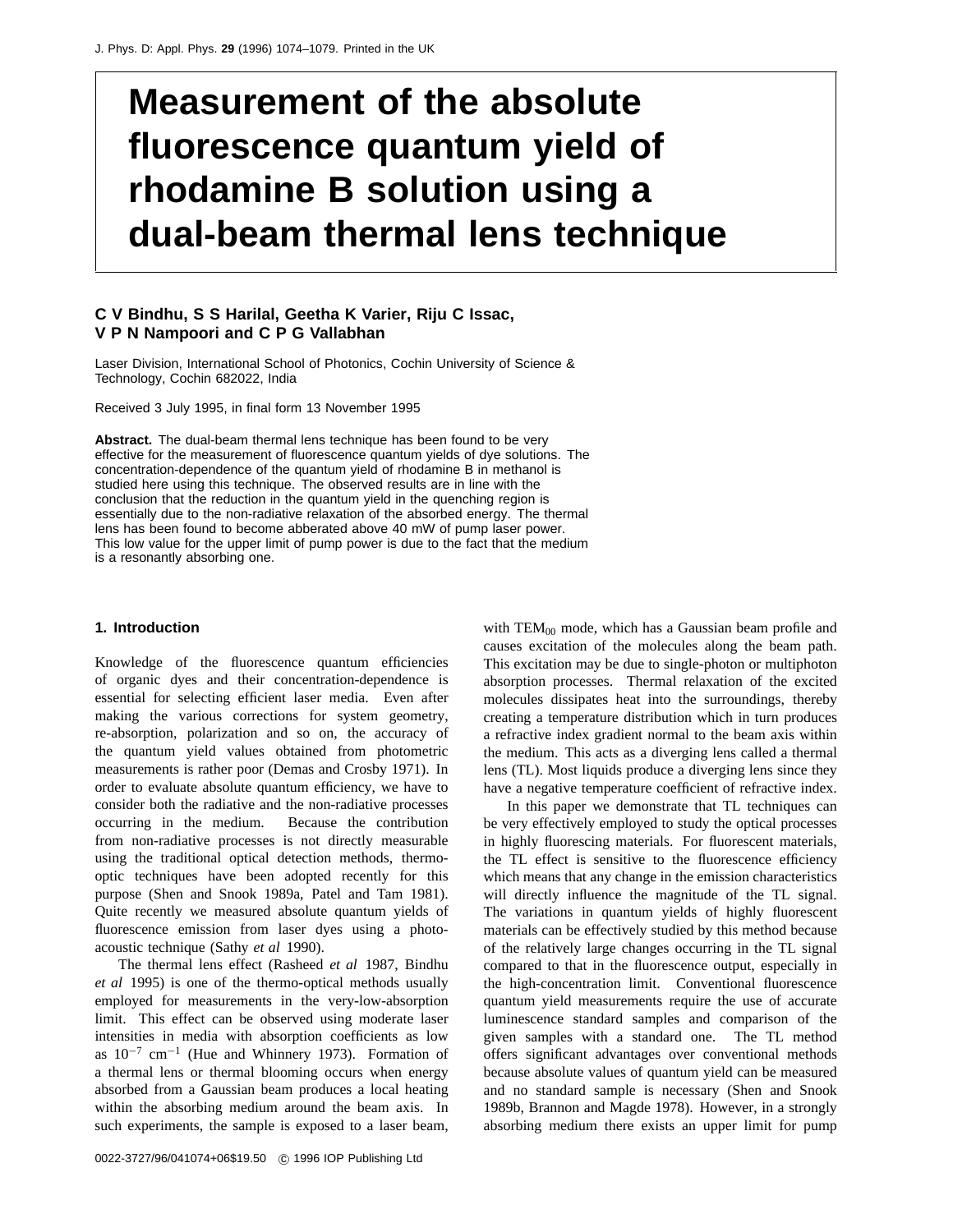# Measurement of the absolute fluorescence quantum yield of rhodamine B solution using a dual-beam thermal lens technique

**C V Bindhu, S S Harilal, Geetha K Varier, Riju C Issac, V P N Nampoori and C P G Vallabhan**

Laser Division, International School of Photonics, Cochin University of Science & Technology, Cochin 682022, India

Received 3 July 1995, in final form 13 November 1995

**Abstract.** The dual-beam thermal lens technique has been found to be very effective for the measurement of fluorescence quantum yields of dye solutions. The concentration-dependence of the quantum yield of rhodamine B in methanol is studied here using this technique. The observed results are in line with the conclusion that the reduction in the quantum yield in the quenching region is essentially due to the non-radiative relaxation of the absorbed energy. The thermal lens has been found to become abberated above 40 mW of pump laser power. This low value for the upper limit of pump power is due to the fact that the medium is a resonantly absorbing one.

## 1. Introduction

Knowledge of the fluorescence quantum efficiencies of organic dyes and their concentration-dependence is essential for selecting efficient laser media. Even after making the various corrections for system geometry, re-absorption, polarization and so on, the accuracy of the quantum yield values obtained from photometric measurements is rather poor (Demas and Crosby 1971). In order to evaluate absolute quantum efficiency, we have to consider both the radiative and the non-radiative processes occurring in the medium. Because the contribution from non-radiative processes is not directly measurable using the traditional optical detection methods, thermo-optic techniques have been adopted recently for this purpose (Shen and Snook 1989a, Patel and Tam 1981). Quite recently we measured absolute quantum yields of fluorescence emission from laser dyes using a photo-acoustic technique (Sathy *et al* 1990).

The thermal lens effect (Rasheed *et al* 1987, Bindhu *et al* 1995) is one of the thermo-optical methods usually employed for measurements in the very-low-absorption limit. This effect can be observed using moderate laser intensities in media with absorption coefficients as low as $10^{-7}$ cm$^{-1}$ (Hue and Whinnery 1973). Formation of a thermal lens or thermal blooming occurs when energy absorbed from a Gaussian beam produces a local heating within the absorbing medium around the beam axis. In such experiments, the sample is exposed to a laser beam, with $TEM_{00}$ mode, which has a Gaussian beam profile and causes excitation of the molecules along the beam path. This excitation may be due to single-photon or multiphoton absorption processes. Thermal relaxation of the excited molecules dissipates heat into the surroundings, thereby creating a temperature distribution which in turn produces a refractive index gradient normal to the beam axis within the medium. This acts as a diverging lens called a thermal lens (TL). Most liquids produce a diverging lens since they have a negative temperature coefficient of refractive index.

In this paper we demonstrate that TL techniques can be very effectively employed to study the optical processes in highly fluorescing materials. For fluorescent materials, the TL effect is sensitive to the fluorescence efficiency which means that any change in the emission characteristics will directly influence the magnitude of the TL signal. The variations in quantum yields of highly fluorescent materials can be effectively studied by this method because of the relatively large changes occurring in the TL signal compared to that in the fluorescence output, especially in the high-concentration limit. Conventional fluorescence quantum yield measurements require the use of accurate luminescence standard samples and comparison of the given samples with a standard one. The TL method offers significant advantages over conventional methods because absolute values of quantum yield can be measured and no standard sample is necessary (Shen and Snook 1989b, Brannon and Magde 1978). However, in a strongly absorbing medium there exists an upper limit for pump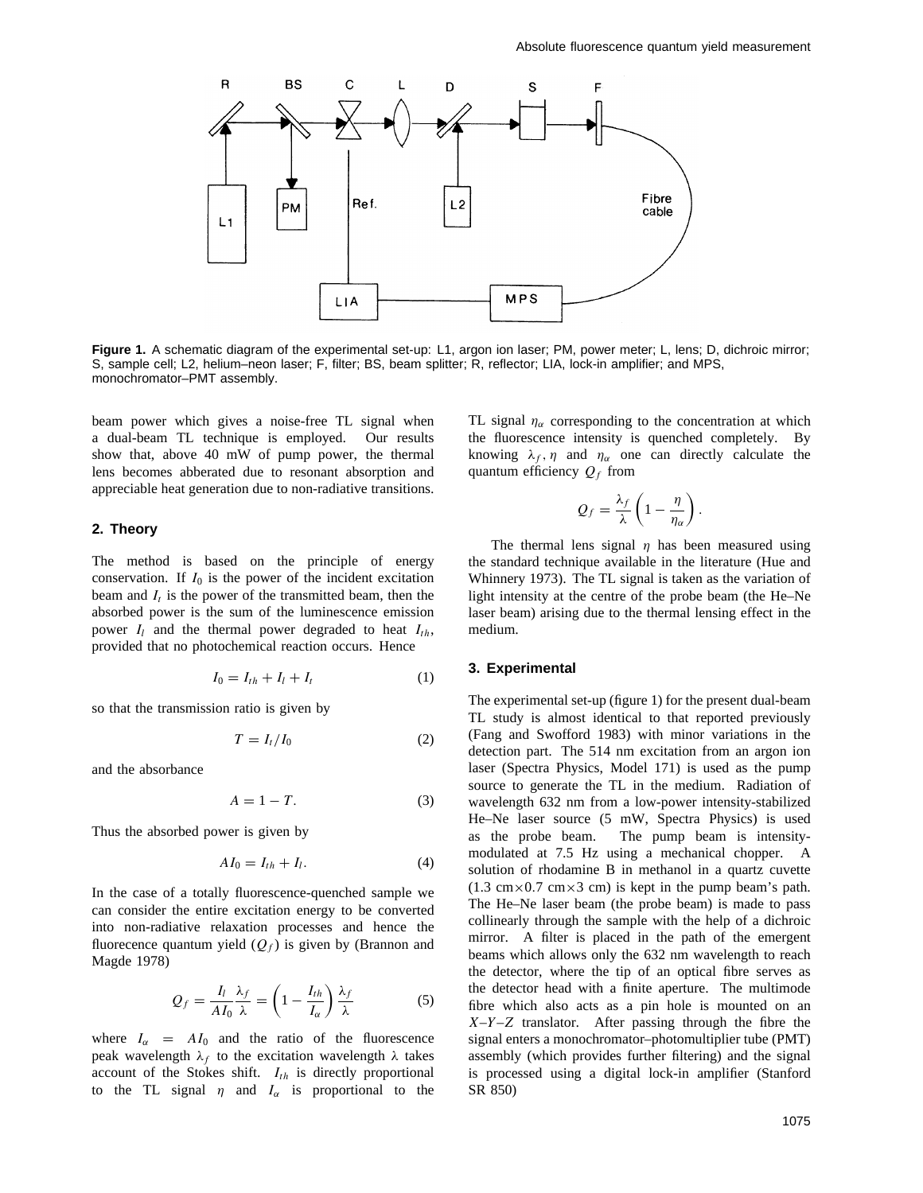**Figure 1.** A schematic diagram of the experimental set-up: L1, argon ion laser; PM, power meter; L, lens; D, dichroic mirror; S, sample cell; L2, helium–neon laser; F, filter; BS, beam splitter; R, reflector; LIA, lock-in amplifier; and MPS, monochromator–PMT assembly.

beam power which gives a noise-free TL signal when a dual-beam TL technique is employed. Our results show that, above 40 mW of pump power, the thermal lens becomes abberated due to resonant absorption and appreciable heat generation due to non-radiative transitions.

## 2. Theory

The method is based on the principle of energy conservation. If $I_0$ is the power of the incident excitation beam and $I_t$ is the power of the transmitted beam, then the absorbed power is the sum of the luminescence emission power $I_l$ and the thermal power degraded to heat $I_{th}$, provided that no photochemical reaction occurs. Hence

$$I_0 = I_{th} + I_l + I_t \tag{1}$$

so that the transmission ratio is given by

$$T = I_t / I_0 \tag{2}$$

and the absorbance

$$A = 1 - T. \tag{3}$$

Thus the absorbed power is given by

$$AI_0 = I_{th} + I_l. \tag{4}$$

In the case of a totally fluorescence-quenched sample we can consider the entire excitation energy to be converted into non-radiative relaxation processes and hence the fluorecence quantum yield ($Q_f$) is given by (Brannon and Magde 1978)

$$Q_f = \frac{I_l}{AI_0}\frac{\lambda_f}{\lambda} = \left(1 - \frac{I_{th}}{I_\alpha}\right)\frac{\lambda_f}{\lambda} \tag{5}$$

where $I_\alpha = AI_0$ and the ratio of the fluorescence peak wavelength $\lambda_f$ to the excitation wavelength $\lambda$ takes account of the Stokes shift. $I_{th}$ is directly proportional to the TL signal $\eta$ and $I_\alpha$ is proportional to the TL signal $\eta_\alpha$ corresponding to the concentration at which the fluorescence intensity is quenched completely. By knowing $\lambda_f$, $\eta$ and $\eta_\alpha$ one can directly calculate the quantum efficiency $Q_f$ from

$$Q_f = \frac{\lambda_f}{\lambda}\left(1 - \frac{\eta}{\eta_\alpha}\right).$$

The thermal lens signal $\eta$ has been measured using the standard technique available in the literature (Hue and Whinnery 1973). The TL signal is taken as the variation of light intensity at the centre of the probe beam (the He–Ne laser beam) arising due to the thermal lensing effect in the medium.

## 3. Experimental

The experimental set-up (figure 1) for the present dual-beam TL study is almost identical to that reported previously (Fang and Swofford 1983) with minor variations in the detection part. The 514 nm excitation from an argon ion laser (Spectra Physics, Model 171) is used as the pump source to generate the TL in the medium. Radiation of wavelength 632 nm from a low-power intensity-stabilized He–Ne laser source (5 mW, Spectra Physics) is used as the probe beam. The pump beam is intensity-modulated at 7.5 Hz using a mechanical chopper. A solution of rhodamine B in methanol in a quartz cuvette (1.3 cm$\times$0.7 cm$\times$3 cm) is kept in the pump beam's path. The He–Ne laser beam (the probe beam) is made to pass collinearly through the sample with the help of a dichroic mirror. A filter is placed in the path of the emergent beams which allows only the 632 nm wavelength to reach the detector, where the tip of an optical fibre serves as the detector head with a finite aperture. The multimode fibre which also acts as a pin hole is mounted on an $X$–$Y$–$Z$ translator. After passing through the fibre the signal enters a monochromator–photomultiplier tube (PMT) assembly (which provides further filtering) and the signal is processed using a digital lock-in amplifier (Stanford SR 850)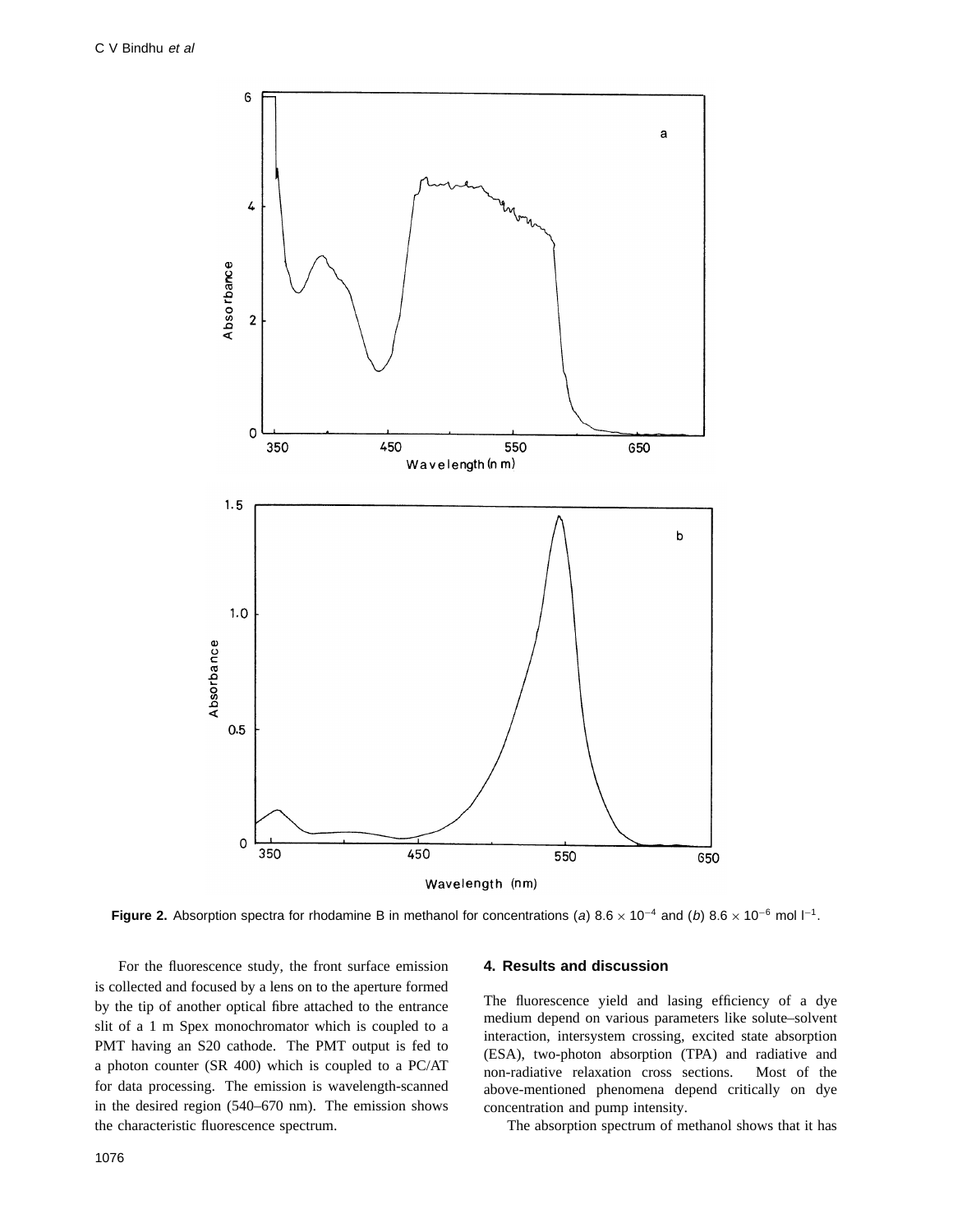**Figure 2.** Absorption spectra for rhodamine B in methanol for concentrations (*a*) $8.6 \times 10^{-4}$ and (*b*) $8.6 \times 10^{-6}$ mol $l^{-1}$.

For the fluorescence study, the front surface emission is collected and focused by a lens on to the aperture formed by the tip of another optical fibre attached to the entrance slit of a 1 m Spex monochromator which is coupled to a PMT having an S20 cathode. The PMT output is fed to a photon counter (SR 400) which is coupled to a PC/AT for data processing. The emission is wavelength-scanned in the desired region (540–670 nm). The emission shows the characteristic fluorescence spectrum.

## 4. Results and discussion

The fluorescence yield and lasing efficiency of a dye medium depend on various parameters like solute–solvent interaction, intersystem crossing, excited state absorption (ESA), two-photon absorption (TPA) and radiative and non-radiative relaxation cross sections. Most of the above-mentioned phenomena depend critically on dye concentration and pump intensity.

The absorption spectrum of methanol shows that it has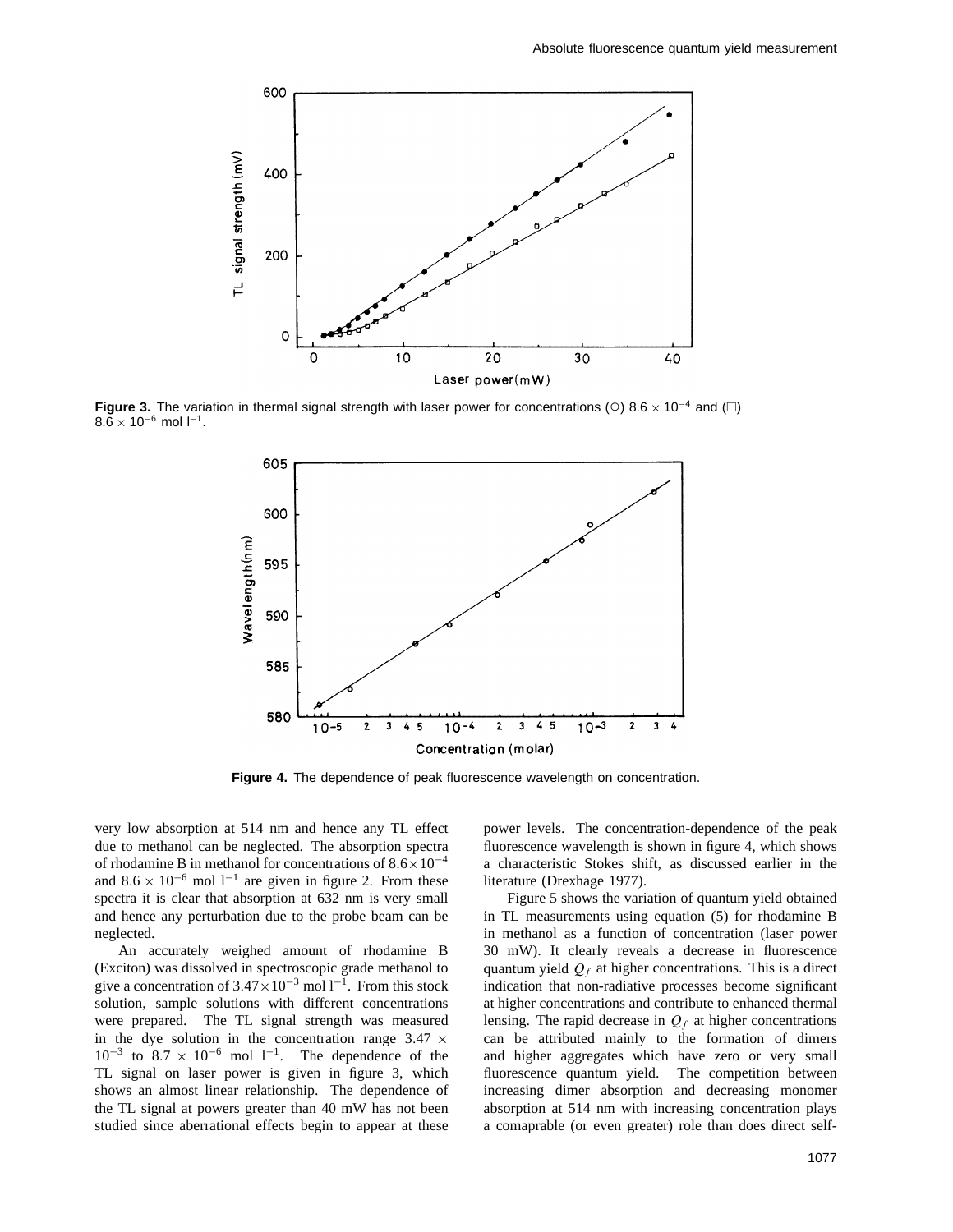Figure 3. The variation in thermal signal strength with laser power for concentrations (○) $8.6 \times 10^{-4}$ and (□) $8.6 \times 10^{-6}$ mol $l^{-1}$.

Figure 4. The dependence of peak fluorescence wavelength on concentration.

very low absorption at 514 nm and hence any TL effect due to methanol can be neglected. The absorption spectra of rhodamine B in methanol for concentrations of $8.6 \times 10^{-4}$ and $8.6 \times 10^{-6}$ mol $l^{-1}$ are given in figure 2. From these spectra it is clear that absorption at 632 nm is very small and hence any perturbation due to the probe beam can be neglected.

An accurately weighed amount of rhodamine B (Exciton) was dissolved in spectroscopic grade methanol to give a concentration of $3.47 \times 10^{-3}$ mol $l^{-1}$. From this stock solution, sample solutions with different concentrations were prepared. The TL signal strength was measured in the dye solution in the concentration range $3.47 \times 10^{-3}$ to $8.7 \times 10^{-6}$ mol $l^{-1}$. The dependence of the TL signal on laser power is given in figure 3, which shows an almost linear relationship. The dependence of the TL signal at powers greater than 40 mW has not been studied since aberrational effects begin to appear at these power levels. The concentration-dependence of the peak fluorescence wavelength is shown in figure 4, which shows a characteristic Stokes shift, as discussed earlier in the literature (Drexhage 1977).

Figure 5 shows the variation of quantum yield obtained in TL measurements using equation (5) for rhodamine B in methanol as a function of concentration (laser power 30 mW). It clearly reveals a decrease in fluorescence quantum yield $Q_f$ at higher concentrations. This is a direct indication that non-radiative processes become significant at higher concentrations and contribute to enhanced thermal lensing. The rapid decrease in $Q_f$ at higher concentrations can be attributed mainly to the formation of dimers and higher aggregates which have zero or very small fluorescence quantum yield. The competition between increasing dimer absorption and decreasing monomer absorption at 514 nm with increasing concentration plays a comaprable (or even greater) role than does direct self-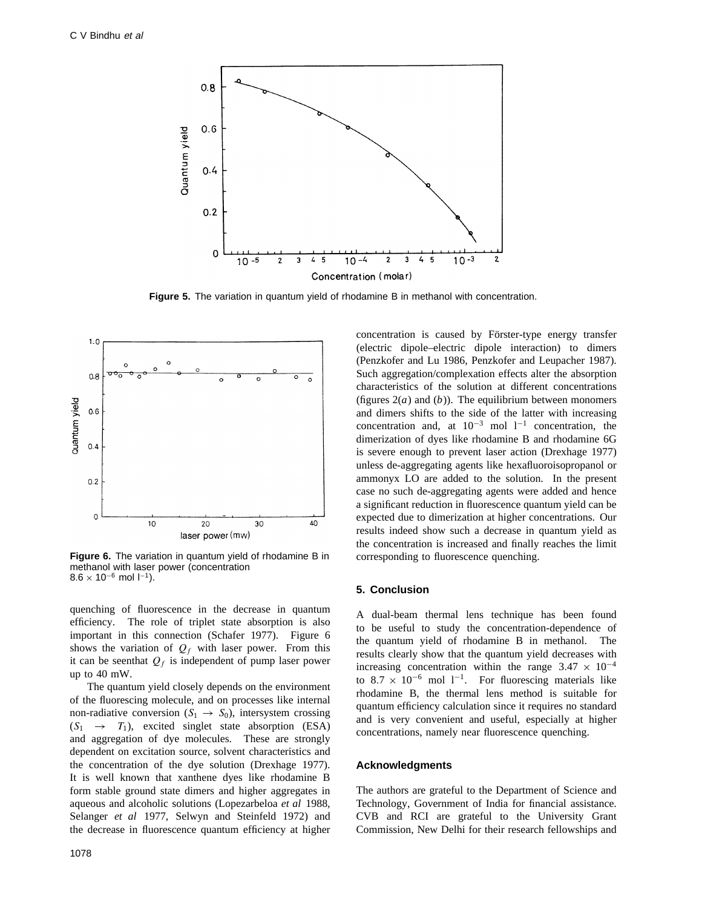Figure 5. The variation in quantum yield of rhodamine B in methanol with concentration.

Figure 6. The variation in quantum yield of rhodamine B in methanol with laser power (concentration $8.6 \times 10^{-6}$ mol $l^{-1}$).

quenching of fluorescence in the decrease in quantum efficiency. The role of triplet state absorption is also important in this connection (Schafer 1977). Figure 6 shows the variation of $Q_f$ with laser power. From this it can be seenthat $Q_f$ is independent of pump laser power up to 40 mW.

The quantum yield closely depends on the environment of the fluorescing molecule, and on processes like internal non-radiative conversion ($S_1 \rightarrow S_0$), intersystem crossing ($S_1 \rightarrow T_1$), excited singlet state absorption (ESA) and aggregation of dye molecules. These are strongly dependent on excitation source, solvent characteristics and the concentration of the dye solution (Drexhage 1977). It is well known that xanthene dyes like rhodamine B form stable ground state dimers and higher aggregates in aqueous and alcoholic solutions (Lopezarbeloa *et al* 1988, Selanger *et al* 1977, Selwyn and Steinfeld 1972) and the decrease in fluorescence quantum efficiency at higher concentration is caused by Förster-type energy transfer (electric dipole–electric dipole interaction) to dimers (Penzkofer and Lu 1986, Penzkofer and Leupacher 1987). Such aggregation/complexation effects alter the absorption characteristics of the solution at different concentrations (figures 2(*a*) and (*b*)). The equilibrium between monomers and dimers shifts to the side of the latter with increasing concentration and, at $10^{-3}$ mol $l^{-1}$ concentration, the dimerization of dyes like rhodamine B and rhodamine 6G is severe enough to prevent laser action (Drexhage 1977) unless de-aggregating agents like hexafluoroisopropanol or ammonyx LO are added to the solution. In the present case no such de-aggregating agents were added and hence a significant reduction in fluorescence quantum yield can be expected due to dimerization at higher concentrations. Our results indeed show such a decrease in quantum yield as the concentration is increased and finally reaches the limit corresponding to fluorescence quenching.

## 5. Conclusion

A dual-beam thermal lens technique has been found to be useful to study the concentration-dependence of the quantum yield of rhodamine B in methanol. The results clearly show that the quantum yield decreases with increasing concentration within the range $3.47 \times 10^{-4}$ to $8.7 \times 10^{-6}$ mol $l^{-1}$. For fluorescing materials like rhodamine B, the thermal lens method is suitable for quantum efficiency calculation since it requires no standard and is very convenient and useful, especially at higher concentrations, namely near fluorescence quenching.

## Acknowledgments

The authors are grateful to the Department of Science and Technology, Government of India for financial assistance. CVB and RCI are grateful to the University Grant Commission, New Delhi for their research fellowships and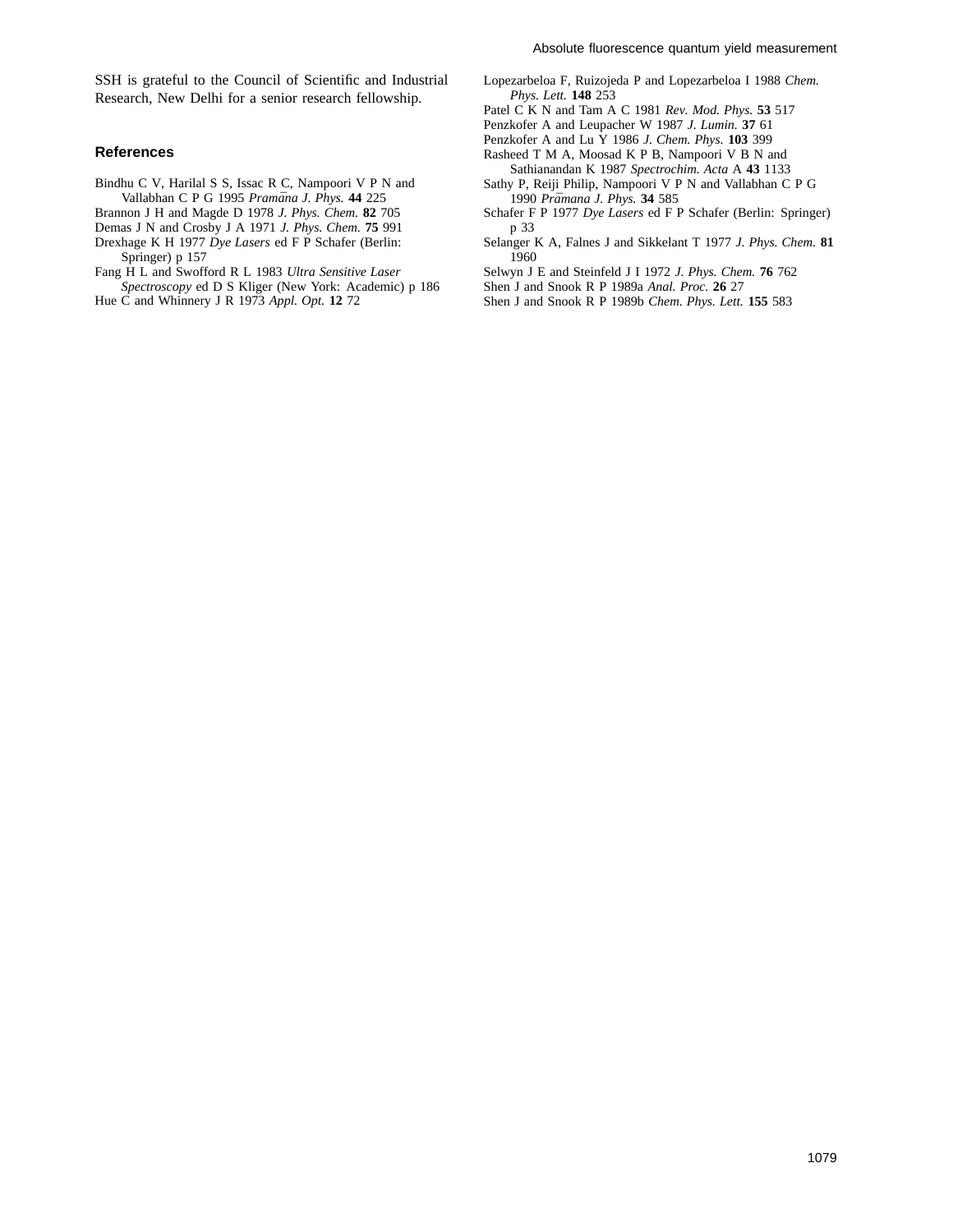SSH is grateful to the Council of Scientific and Industrial Research, New Delhi for a senior research fellowship.

## References

Bindhu C V, Harilal S S, Issac R C, Nampoori V P N and Vallabhan C P G 1995 *Pramāna J. Phys.* **44** 225

Brannon J H and Magde D 1978 *J. Phys. Chem.* **82** 705

Demas J N and Crosby J A 1971 *J. Phys. Chem.* **75** 991

Drexhage K H 1977 *Dye Lasers* ed F P Schafer (Berlin: Springer) p 157

Fang H L and Swofford R L 1983 *Ultra Sensitive Laser Spectroscopy* ed D S Kliger (New York: Academic) p 186

Hue C and Whinnery J R 1973 *Appl. Opt.* **12** 72

Lopezarbeloa F, Ruizojeda P and Lopezarbeloa I 1988 *Chem. Phys. Lett.* **148** 253

Patel C K N and Tam A C 1981 *Rev. Mod. Phys.* **53** 517

Penzkofer A and Leupacher W 1987 *J. Lumin.* **37** 61

Penzkofer A and Lu Y 1986 *J. Chem. Phys.* **103** 399

Rasheed T M A, Moosad K P B, Nampoori V B N and Sathianandan K 1987 *Spectrochim. Acta* A **43** 1133

Sathy P, Reiji Philip, Nampoori V P N and Vallabhan C P G 1990 *Pramāna J. Phys.* **34** 585

Schafer F P 1977 *Dye Lasers* ed F P Schafer (Berlin: Springer) p 33

Selanger K A, Falnes J and Sikkelant T 1977 *J. Phys. Chem.* **81** 1960

Selwyn J E and Steinfeld J I 1972 *J. Phys. Chem.* **76** 762

Shen J and Snook R P 1989a *Anal. Proc.* **26** 27

Shen J and Snook R P 1989b *Chem. Phys. Lett.* **155** 583